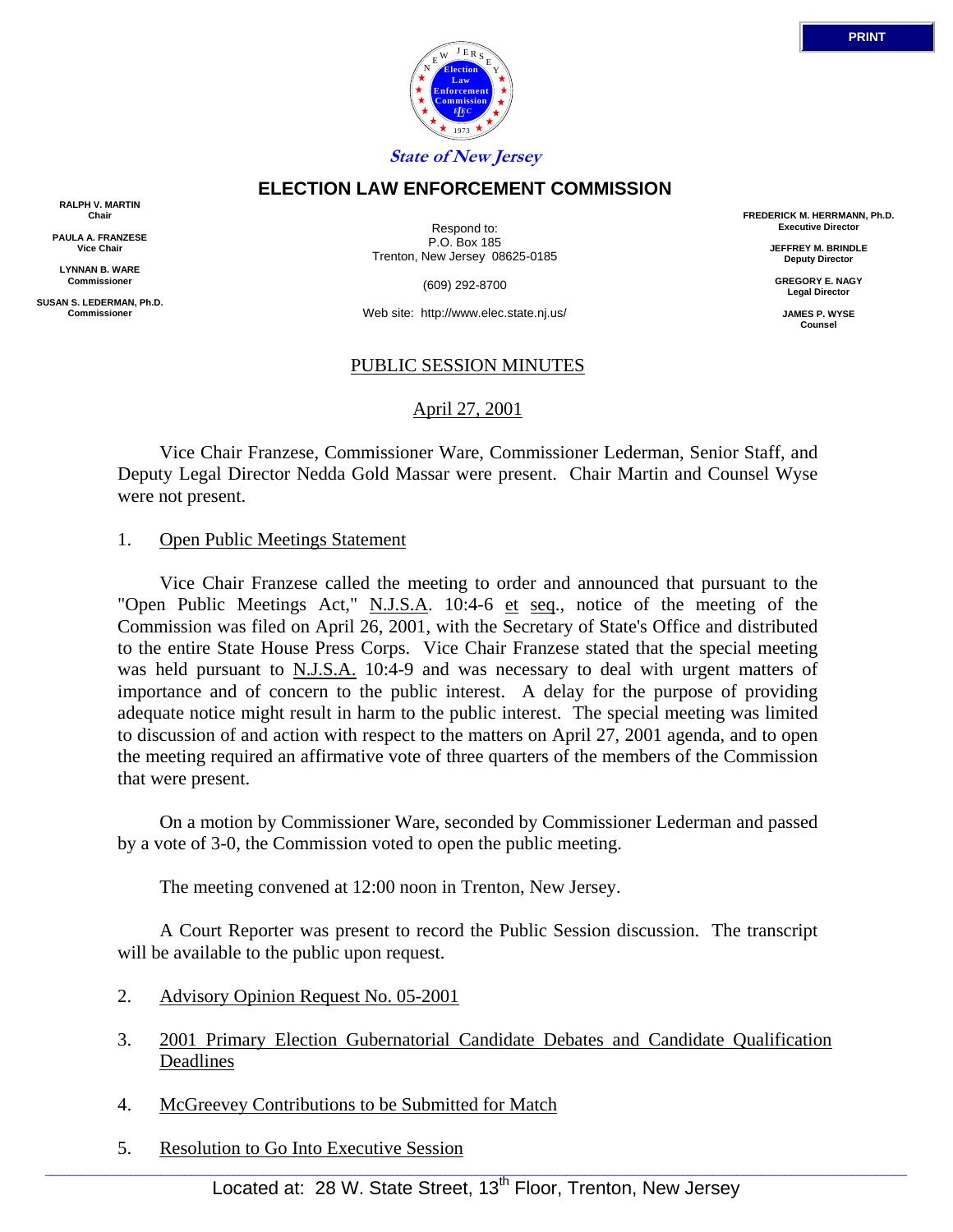PRINT

State of New Jersey

# ELECTION LAW ENFORCEMENT COMMISSION

**RALPH V. MARTIN**
Chair

**PAULA A. FRANZESE**
Vice Chair

**LYNNAN B. WARE**
Commissioner

**SUSAN S. LEDERMAN, Ph.D.**
Commissioner

Respond to:
P.O. Box 185
Trenton, New Jersey 08625-0185

(609) 292-8700

Web site: http://www.elec.state.nj.us/

**FREDERICK M. HERRMANN, Ph.D.**
Executive Director

**JEFFREY M. BRINDLE**
Deputy Director

**GREGORY E. NAGY**
Legal Director

**JAMES P. WYSE**
Counsel

## PUBLIC SESSION MINUTES

April 27, 2001

Vice Chair Franzese, Commissioner Ware, Commissioner Lederman, Senior Staff, and Deputy Legal Director Nedda Gold Massar were present. Chair Martin and Counsel Wyse were not present.

1. Open Public Meetings Statement

Vice Chair Franzese called the meeting to order and announced that pursuant to the "Open Public Meetings Act," N.J.S.A. 10:4-6 et seq., notice of the meeting of the Commission was filed on April 26, 2001, with the Secretary of State's Office and distributed to the entire State House Press Corps. Vice Chair Franzese stated that the special meeting was held pursuant to N.J.S.A. 10:4-9 and was necessary to deal with urgent matters of importance and of concern to the public interest. A delay for the purpose of providing adequate notice might result in harm to the public interest. The special meeting was limited to discussion of and action with respect to the matters on April 27, 2001 agenda, and to open the meeting required an affirmative vote of three quarters of the members of the Commission that were present.

On a motion by Commissioner Ware, seconded by Commissioner Lederman and passed by a vote of 3-0, the Commission voted to open the public meeting.

The meeting convened at 12:00 noon in Trenton, New Jersey.

A Court Reporter was present to record the Public Session discussion. The transcript will be available to the public upon request.

2. Advisory Opinion Request No. 05-2001

3. 2001 Primary Election Gubernatorial Candidate Debates and Candidate Qualification Deadlines

4. McGreevey Contributions to be Submitted for Match

5. Resolution to Go Into Executive Session

Located at: 28 W. State Street, 13th Floor, Trenton, New Jersey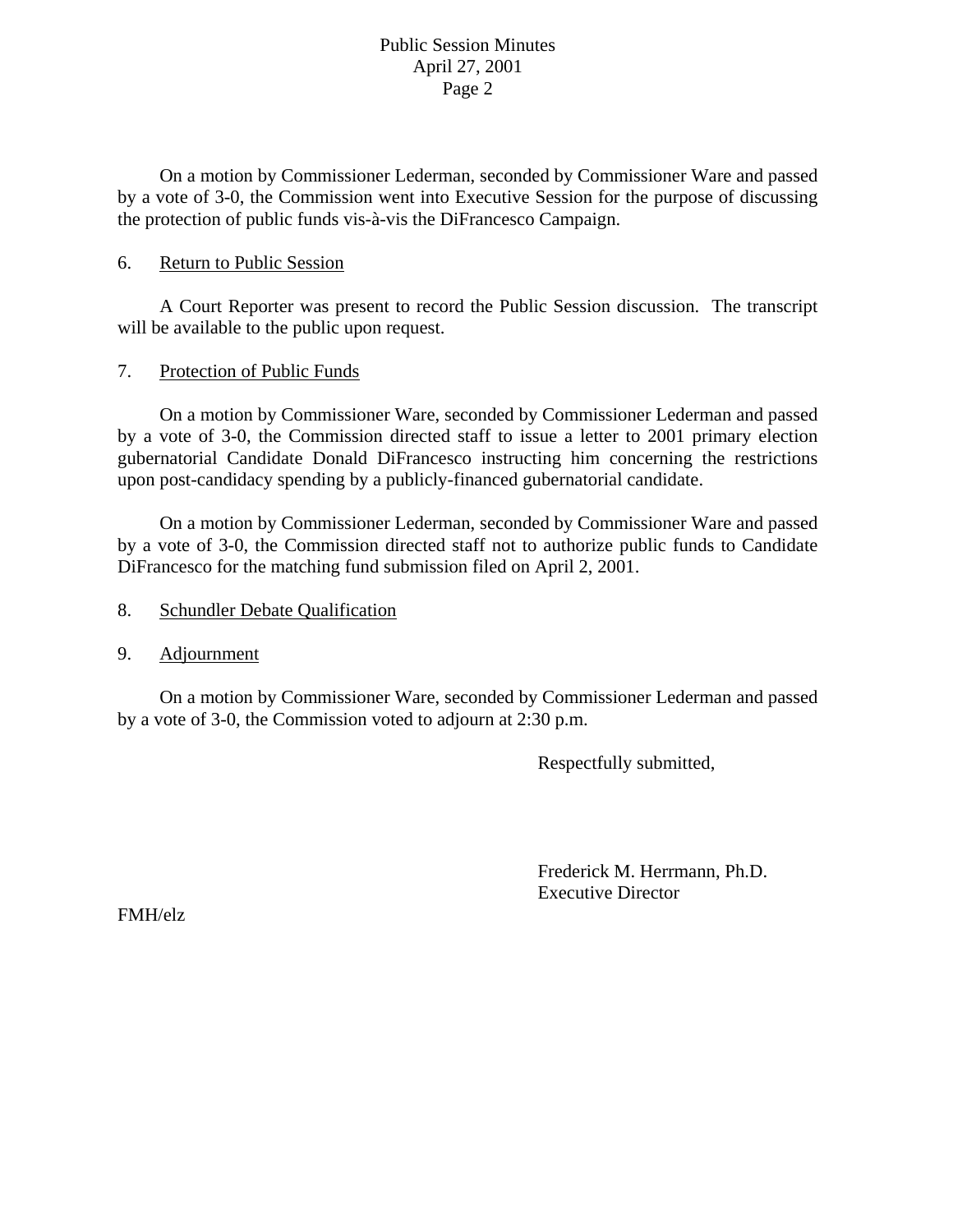On a motion by Commissioner Lederman, seconded by Commissioner Ware and passed by a vote of 3-0, the Commission went into Executive Session for the purpose of discussing the protection of public funds vis-à-vis the DiFrancesco Campaign.

6. Return to Public Session

A Court Reporter was present to record the Public Session discussion. The transcript will be available to the public upon request.

7. Protection of Public Funds

On a motion by Commissioner Ware, seconded by Commissioner Lederman and passed by a vote of 3-0, the Commission directed staff to issue a letter to 2001 primary election gubernatorial Candidate Donald DiFrancesco instructing him concerning the restrictions upon post-candidacy spending by a publicly-financed gubernatorial candidate.

On a motion by Commissioner Lederman, seconded by Commissioner Ware and passed by a vote of 3-0, the Commission directed staff not to authorize public funds to Candidate DiFrancesco for the matching fund submission filed on April 2, 2001.

8. Schundler Debate Qualification

9. Adjournment

On a motion by Commissioner Ware, seconded by Commissioner Lederman and passed by a vote of 3-0, the Commission voted to adjourn at 2:30 p.m.

Respectfully submitted,

Frederick M. Herrmann, Ph.D.
Executive Director

FMH/elz